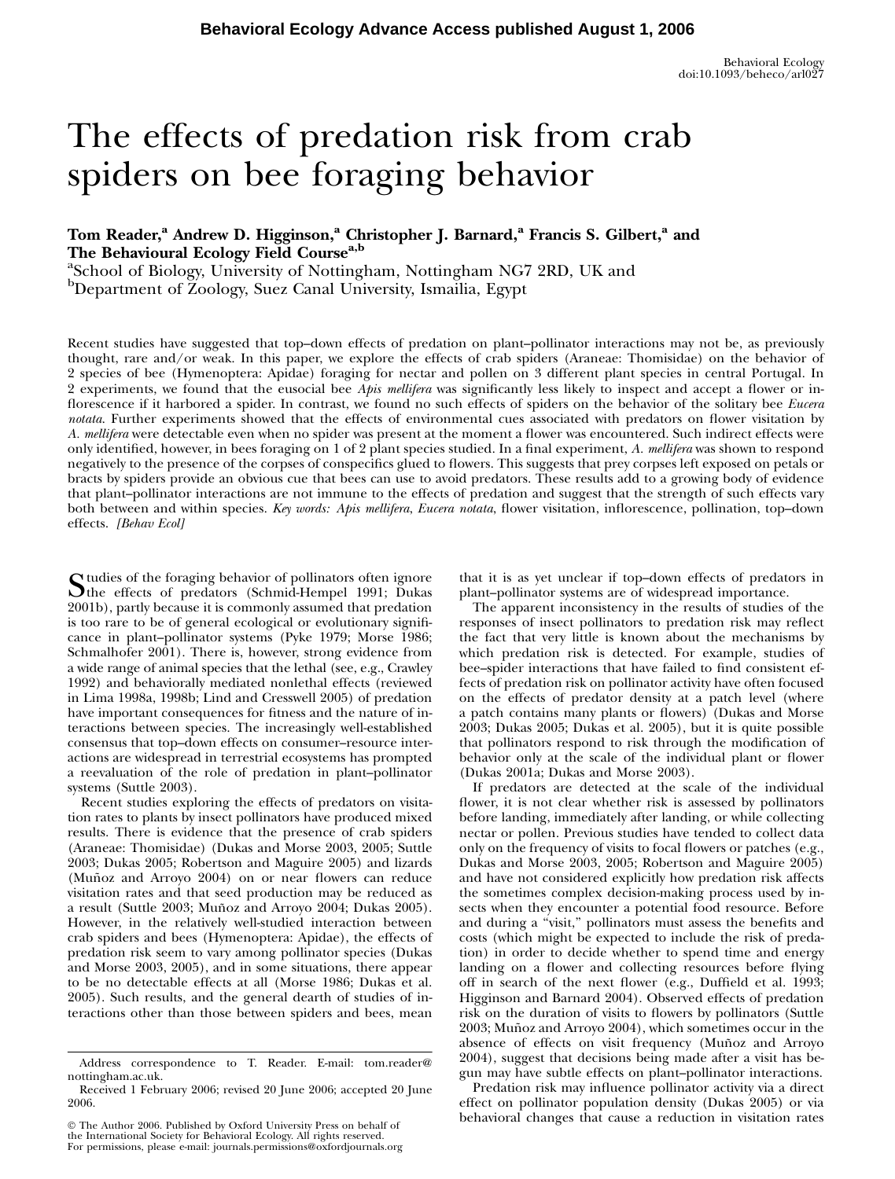# The effects of predation risk from crab spiders on bee foraging behavior

**Tom Reader,[a] Andrew D. Higginson,[a] Christopher J. Barnard,[a] Francis S. Gilbert,[a] and The Behavioural Ecology Field Course[a,b]**

[a]School of Biology, University of Nottingham, Nottingham NG7 2RD, UK and
[b]Department of Zoology, Suez Canal University, Ismailia, Egypt

Recent studies have suggested that top–down effects of predation on plant–pollinator interactions may not be, as previously thought, rare and/or weak. In this paper, we explore the effects of crab spiders (Araneae: Thomisidae) on the behavior of 2 species of bee (Hymenoptera: Apidae) foraging for nectar and pollen on 3 different plant species in central Portugal. In 2 experiments, we found that the eusocial bee *Apis mellifera* was significantly less likely to inspect and accept a flower or inflorescence if it harbored a spider. In contrast, we found no such effects of spiders on the behavior of the solitary bee *Eucera notata*. Further experiments showed that the effects of environmental cues associated with predators on flower visitation by *A. mellifera* were detectable even when no spider was present at the moment a flower was encountered. Such indirect effects were only identified, however, in bees foraging on 1 of 2 plant species studied. In a final experiment, *A. mellifera* was shown to respond negatively to the presence of the corpses of conspecifics glued to flowers. This suggests that prey corpses left exposed on petals or bracts by spiders provide an obvious cue that bees can use to avoid predators. These results add to a growing body of evidence that plant–pollinator interactions are not immune to the effects of predation and suggest that the strength of such effects vary both between and within species. *Key words: Apis mellifera, Eucera notata*, flower visitation, inflorescence, pollination, top–down effects. *[Behav Ecol]*

Studies of the foraging behavior of pollinators often ignore the effects of predators (Schmid-Hempel 1991; Dukas 2001b), partly because it is commonly assumed that predation is too rare to be of general ecological or evolutionary significance in plant–pollinator systems (Pyke 1979; Morse 1986; Schmalhofer 2001). There is, however, strong evidence from a wide range of animal species that the lethal (see, e.g., Crawley 1992) and behaviorally mediated nonlethal effects (reviewed in Lima 1998a, 1998b; Lind and Cresswell 2005) of predation have important consequences for fitness and the nature of interactions between species. The increasingly well-established consensus that top–down effects on consumer–resource interactions are widespread in terrestrial ecosystems has prompted a reevaluation of the role of predation in plant–pollinator systems (Suttle 2003).

Recent studies exploring the effects of predators on visitation rates to plants by insect pollinators have produced mixed results. There is evidence that the presence of crab spiders (Araneae: Thomisidae) (Dukas and Morse 2003, 2005; Suttle 2003; Dukas 2005; Robertson and Maguire 2005) and lizards (Muñoz and Arroyo 2004) on or near flowers can reduce visitation rates and that seed production may be reduced as a result (Suttle 2003; Muñoz and Arroyo 2004; Dukas 2005). However, in the relatively well-studied interaction between crab spiders and bees (Hymenoptera: Apidae), the effects of predation risk seem to vary among pollinator species (Dukas and Morse 2003, 2005), and in some situations, there appear to be no detectable effects at all (Morse 1986; Dukas et al. 2005). Such results, and the general dearth of studies of interactions other than those between spiders and bees, mean that it is as yet unclear if top–down effects of predators in plant–pollinator systems are of widespread importance.

The apparent inconsistency in the results of studies of the responses of insect pollinators to predation risk may reflect the fact that very little is known about the mechanisms by which predation risk is detected. For example, studies of bee–spider interactions that have failed to find consistent effects of predation risk on pollinator activity have often focused on the effects of predator density at a patch level (where a patch contains many plants or flowers) (Dukas and Morse 2003; Dukas 2005; Dukas et al. 2005), but it is quite possible that pollinators respond to risk through the modification of behavior only at the scale of the individual plant or flower (Dukas 2001a; Dukas and Morse 2003).

If predators are detected at the scale of the individual flower, it is not clear whether risk is assessed by pollinators before landing, immediately after landing, or while collecting nectar or pollen. Previous studies have tended to collect data only on the frequency of visits to focal flowers or patches (e.g., Dukas and Morse 2003, 2005; Robertson and Maguire 2005) and have not considered explicitly how predation risk affects the sometimes complex decision-making process used by insects when they encounter a potential food resource. Before and during a "visit," pollinators must assess the benefits and costs (which might be expected to include the risk of predation) in order to decide whether to spend time and energy landing on a flower and collecting resources before flying off in search of the next flower (e.g., Duffield et al. 1993; Higginson and Barnard 2004). Observed effects of predation risk on the duration of visits to flowers by pollinators (Suttle 2003; Muñoz and Arroyo 2004), which sometimes occur in the absence of effects on visit frequency (Muñoz and Arroyo 2004), suggest that decisions being made after a visit has begun may have subtle effects on plant–pollinator interactions.

Predation risk may influence pollinator activity via a direct effect on pollinator population density (Dukas 2005) or via behavioral changes that cause a reduction in visitation rates

Address correspondence to T. Reader. E-mail: tom.reader@nottingham.ac.uk.

Received 1 February 2006; revised 20 June 2006; accepted 20 June 2006.

© The Author 2006. Published by Oxford University Press on behalf of the International Society for Behavioral Ecology. All rights reserved. For permissions, please e-mail: journals.permissions@oxfordjournals.org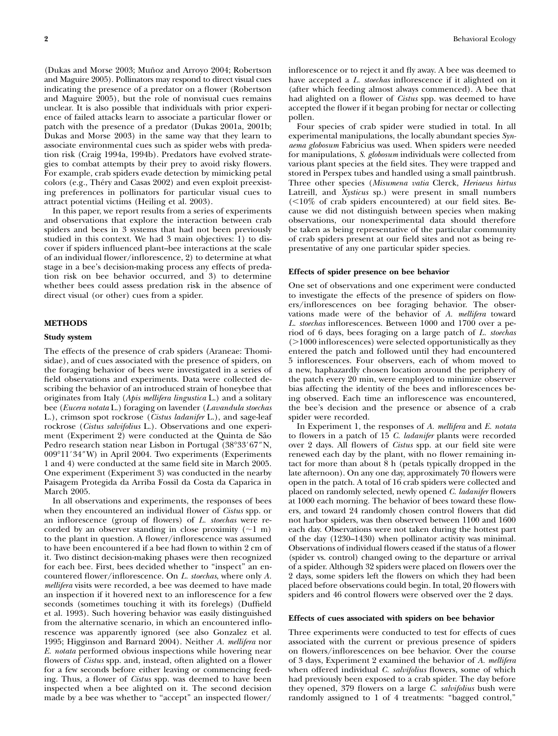(Dukas and Morse 2003; Muñoz and Arroyo 2004; Robertson and Maguire 2005). Pollinators may respond to direct visual cues indicating the presence of a predator on a flower (Robertson and Maguire 2005), but the role of nonvisual cues remains unclear. It is also possible that individuals with prior experience of failed attacks learn to associate a particular flower or patch with the presence of a predator (Dukas 2001a, 2001b; Dukas and Morse 2003) in the same way that they learn to associate environmental cues such as spider webs with predation risk (Craig 1994a, 1994b). Predators have evolved strategies to combat attempts by their prey to avoid risky flowers. For example, crab spiders evade detection by mimicking petal colors (e.g., Théry and Casas 2002) and even exploit preexisting preferences in pollinators for particular visual cues to attract potential victims (Heiling et al. 2003).

In this paper, we report results from a series of experiments and observations that explore the interaction between crab spiders and bees in 3 systems that had not been previously studied in this context. We had 3 main objectives: 1) to discover if spiders influenced plant–bee interactions at the scale of an individual flower/inflorescence, 2) to determine at what stage in a bee's decision-making process any effects of predation risk on bee behavior occurred, and 3) to determine whether bees could assess predation risk in the absence of direct visual (or other) cues from a spider.

## METHODS

### Study system

The effects of the presence of crab spiders (Araneae: Thomisidae), and of cues associated with the presence of spiders, on the foraging behavior of bees were investigated in a series of field observations and experiments. Data were collected describing the behavior of an introduced strain of honeybee that originates from Italy (*Apis mellifera lingustica* L.) and a solitary bee (*Eucera notata* L.) foraging on lavender (*Lavandula stoechas* L.), crimson spot rockrose (*Cistus ladanifer* L.), and sage-leaf rockrose (*Cistus salvifolius* L.). Observations and one experiment (Experiment 2) were conducted at the Quinta de São Pedro research station near Lisbon in Portugal (38°33′67″N, 009°11′34″W) in April 2004. Two experiments (Experiments 1 and 4) were conducted at the same field site in March 2005. One experiment (Experiment 3) was conducted in the nearby Paisagem Protegida da Arriba Fossil da Costa da Caparica in March 2005.

In all observations and experiments, the responses of bees when they encountered an individual flower of *Cistus* spp. or an inflorescence (group of flowers) of *L. stoechas* were recorded by an observer standing in close proximity (~1 m) to the plant in question. A flower/inflorescence was assumed to have been encountered if a bee had flown to within 2 cm of it. Two distinct decision-making phases were then recognized for each bee. First, bees decided whether to "inspect" an encountered flower/inflorescence. On *L. stoechas*, where only *A. mellifera* visits were recorded, a bee was deemed to have made an inspection if it hovered next to an inflorescence for a few seconds (sometimes touching it with its forelegs) (Duffield et al. 1993). Such hovering behavior was easily distinguished from the alternative scenario, in which an encountered inflorescence was apparently ignored (see also Gonzalez et al. 1995; Higginson and Barnard 2004). Neither *A. mellifera* nor *E. notata* performed obvious inspections while hovering near flowers of *Cistus* spp. and, instead, often alighted on a flower for a few seconds before either leaving or commencing feeding. Thus, a flower of *Cistus* spp. was deemed to have been inspected when a bee alighted on it. The second decision made by a bee was whether to "accept" an inspected flower/inflorescence or to reject it and fly away. A bee was deemed to have accepted a *L. stoechas* inflorescence if it alighted on it (after which feeding almost always commenced). A bee that had alighted on a flower of *Cistus* spp. was deemed to have accepted the flower if it began probing for nectar or collecting pollen.

Four species of crab spider were studied in total. In all experimental manipulations, the locally abundant species *Synaema globosum* Fabricius was used. When spiders were needed for manipulations, *S. globosum* individuals were collected from various plant species at the field sites. They were trapped and stored in Perspex tubes and handled using a small paintbrush. Three other species (*Misumena vatia* Clerck, *Heriaeus hirtus* Latreill, and *Xysticus* sp.) were present in small numbers (<10% of crab spiders encountered) at our field sites. Because we did not distinguish between species when making observations, our nonexperimental data should therefore be taken as being representative of the particular community of crab spiders present at our field sites and not as being representative of any one particular spider species.

### Effects of spider presence on bee behavior

One set of observations and one experiment were conducted to investigate the effects of the presence of spiders on flowers/inflorescences on bee foraging behavior. The observations made were of the behavior of *A. mellifera* toward *L. stoechas* inflorescences. Between 1000 and 1700 over a period of 6 days, bees foraging on a large patch of *L. stoechas* (>1000 inflorescences) were selected opportunistically as they entered the patch and followed until they had encountered 5 inflorescences. Four observers, each of whom moved to a new, haphazardly chosen location around the periphery of the patch every 20 min, were employed to minimize observer bias affecting the identity of the bees and inflorescences being observed. Each time an inflorescence was encountered, the bee's decision and the presence or absence of a crab spider were recorded.

In Experiment 1, the responses of *A. mellifera* and *E. notata* to flowers in a patch of 15 *C. ladanifer* plants were recorded over 2 days. All flowers of *Cistus* spp. at our field site were renewed each day by the plant, with no flower remaining intact for more than about 8 h (petals typically dropped in the late afternoon). On any one day, approximately 70 flowers were open in the patch. A total of 16 crab spiders were collected and placed on randomly selected, newly opened *C. ladanifer* flowers at 1000 each morning. The behavior of bees toward these flowers, and toward 24 randomly chosen control flowers that did not harbor spiders, was then observed between 1100 and 1600 each day. Observations were not taken during the hottest part of the day (1230–1430) when pollinator activity was minimal. Observations of individual flowers ceased if the status of a flower (spider vs. control) changed owing to the departure or arrival of a spider. Although 32 spiders were placed on flowers over the 2 days, some spiders left the flowers on which they had been placed before observations could begin. In total, 20 flowers with spiders and 46 control flowers were observed over the 2 days.

### Effects of cues associated with spiders on bee behavior

Three experiments were conducted to test for effects of cues associated with the current or previous presence of spiders on flowers/inflorescences on bee behavior. Over the course of 3 days, Experiment 2 examined the behavior of *A. mellifera* when offered individual *C. salvifolius* flowers, some of which had previously been exposed to a crab spider. The day before they opened, 379 flowers on a large *C. salvifolius* bush were randomly assigned to 1 of 4 treatments: "bagged control,"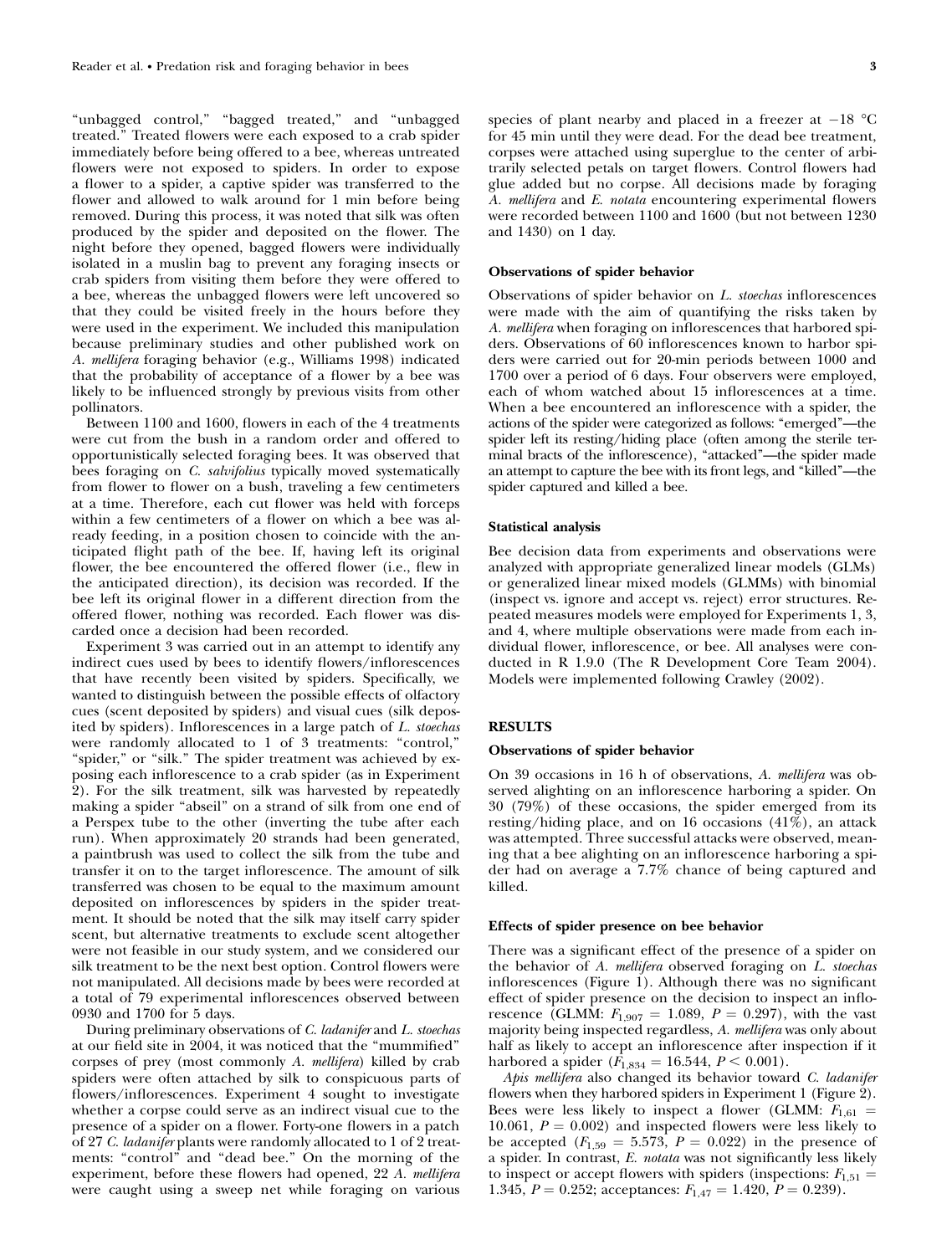"unbagged control," "bagged treated," and "unbagged treated." Treated flowers were each exposed to a crab spider immediately before being offered to a bee, whereas untreated flowers were not exposed to spiders. In order to expose a flower to a spider, a captive spider was transferred to the flower and allowed to walk around for 1 min before being removed. During this process, it was noted that silk was often produced by the spider and deposited on the flower. The night before they opened, bagged flowers were individually isolated in a muslin bag to prevent any foraging insects or crab spiders from visiting them before they were offered to a bee, whereas the unbagged flowers were left uncovered so that they could be visited freely in the hours before they were used in the experiment. We included this manipulation because preliminary studies and other published work on *A. mellifera* foraging behavior (e.g., Williams 1998) indicated that the probability of acceptance of a flower by a bee was likely to be influenced strongly by previous visits from other pollinators.

Between 1100 and 1600, flowers in each of the 4 treatments were cut from the bush in a random order and offered to opportunistically selected foraging bees. It was observed that bees foraging on *C. salvifolius* typically moved systematically from flower to flower on a bush, traveling a few centimeters at a time. Therefore, each cut flower was held with forceps within a few centimeters of a flower on which a bee was already feeding, in a position chosen to coincide with the anticipated flight path of the bee. If, having left its original flower, the bee encountered the offered flower (i.e., flew in the anticipated direction), its decision was recorded. If the bee left its original flower in a different direction from the offered flower, nothing was recorded. Each flower was discarded once a decision had been recorded.

Experiment 3 was carried out in an attempt to identify any indirect cues used by bees to identify flowers/inflorescences that have recently been visited by spiders. Specifically, we wanted to distinguish between the possible effects of olfactory cues (scent deposited by spiders) and visual cues (silk deposited by spiders). Inflorescences in a large patch of *L. stoechas* were randomly allocated to 1 of 3 treatments: "control," "spider," or "silk." The spider treatment was achieved by exposing each inflorescence to a crab spider (as in Experiment 2). For the silk treatment, silk was harvested by repeatedly making a spider "abseil" on a strand of silk from one end of a Perspex tube to the other (inverting the tube after each run). When approximately 20 strands had been generated, a paintbrush was used to collect the silk from the tube and transfer it on to the target inflorescence. The amount of silk transferred was chosen to be equal to the maximum amount deposited on inflorescences by spiders in the spider treatment. It should be noted that the silk may itself carry spider scent, but alternative treatments to exclude scent altogether were not feasible in our study system, and we considered our silk treatment to be the next best option. Control flowers were not manipulated. All decisions made by bees were recorded at a total of 79 experimental inflorescences observed between 0930 and 1700 for 5 days.

During preliminary observations of *C. ladanifer* and *L. stoechas* at our field site in 2004, it was noticed that the "mummified" corpses of prey (most commonly *A. mellifera*) killed by crab spiders were often attached by silk to conspicuous parts of flowers/inflorescences. Experiment 4 sought to investigate whether a corpse could serve as an indirect visual cue to the presence of a spider on a flower. Forty-one flowers in a patch of 27 *C. ladanifer* plants were randomly allocated to 1 of 2 treatments: "control" and "dead bee." On the morning of the experiment, before these flowers had opened, 22 *A. mellifera* were caught using a sweep net while foraging on various species of plant nearby and placed in a freezer at −18 °C for 45 min until they were dead. For the dead bee treatment, corpses were attached using superglue to the center of arbitrarily selected petals on target flowers. Control flowers had glue added but no corpse. All decisions made by foraging *A. mellifera* and *E. notata* encountering experimental flowers were recorded between 1100 and 1600 (but not between 1230 and 1430) on 1 day.

### Observations of spider behavior

Observations of spider behavior on *L. stoechas* inflorescences were made with the aim of quantifying the risks taken by *A. mellifera* when foraging on inflorescences that harbored spiders. Observations of 60 inflorescences known to harbor spiders were carried out for 20-min periods between 1000 and 1700 over a period of 6 days. Four observers were employed, each of whom watched about 15 inflorescences at a time. When a bee encountered an inflorescence with a spider, the actions of the spider were categorized as follows: "emerged"—the spider left its resting/hiding place (often among the sterile terminal bracts of the inflorescence), "attacked"—the spider made an attempt to capture the bee with its front legs, and "killed"—the spider captured and killed a bee.

### Statistical analysis

Bee decision data from experiments and observations were analyzed with appropriate generalized linear models (GLMs) or generalized linear mixed models (GLMMs) with binomial (inspect vs. ignore and accept vs. reject) error structures. Repeated measures models were employed for Experiments 1, 3, and 4, where multiple observations were made from each individual flower, inflorescence, or bee. All analyses were conducted in R 1.9.0 (The R Development Core Team 2004). Models were implemented following Crawley (2002).

## RESULTS

### Observations of spider behavior

On 39 occasions in 16 h of observations, *A. mellifera* was observed alighting on an inflorescence harboring a spider. On 30 (79%) of these occasions, the spider emerged from its resting/hiding place, and on 16 occasions (41%), an attack was attempted. Three successful attacks were observed, meaning that a bee alighting on an inflorescence harboring a spider had on average a 7.7% chance of being captured and killed.

### Effects of spider presence on bee behavior

There was a significant effect of the presence of a spider on the behavior of *A. mellifera* observed foraging on *L. stoechas* inflorescences (Figure 1). Although there was no significant effect of spider presence on the decision to inspect an inflorescence (GLMM: $F_{1,907} = 1.089$, $P = 0.297$), with the vast majority being inspected regardless, *A. mellifera* was only about half as likely to accept an inflorescence after inspection if it harbored a spider ($F_{1,834} = 16.544$, $P < 0.001$).

*Apis mellifera* also changed its behavior toward *C. ladanifer* flowers when they harbored spiders in Experiment 1 (Figure 2). Bees were less likely to inspect a flower (GLMM: $F_{1,61} = 10.061$, $P = 0.002$) and inspected flowers were less likely to be accepted ($F_{1,59} = 5.573$, $P = 0.022$) in the presence of a spider. In contrast, *E. notata* was not significantly less likely to inspect or accept flowers with spiders (inspections: $F_{1,51} = 1.345$, $P = 0.252$; acceptances: $F_{1,47} = 1.420$, $P = 0.239$).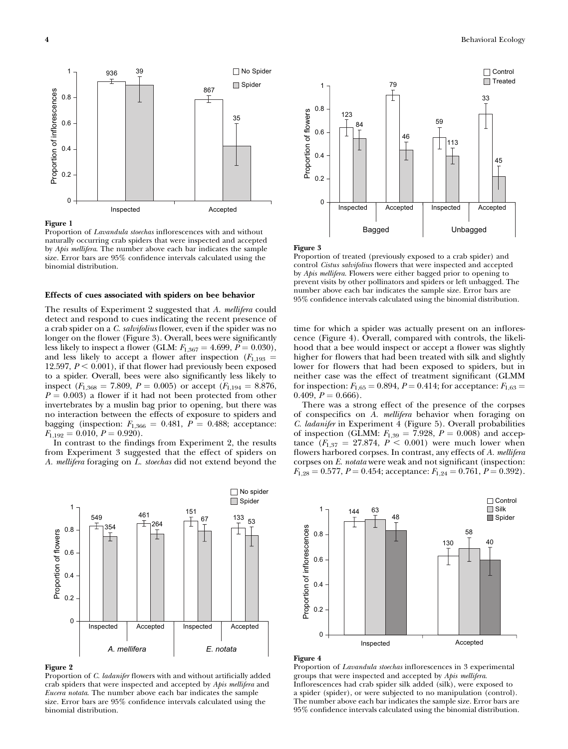**Figure 1**
Proportion of *Lavandula stoechas* inflorescences with and without naturally occurring crab spiders that were inspected and accepted by *Apis mellifera*. The number above each bar indicates the sample size. Error bars are 95% confidence intervals calculated using the binomial distribution.

### Effects of cues associated with spiders on bee behavior

The results of Experiment 2 suggested that *A. mellifera* could detect and respond to cues indicating the recent presence of a crab spider on a *C. salvifolius* flower, even if the spider was no longer on the flower (Figure 3). Overall, bees were significantly less likely to inspect a flower (GLM: $F_{1,367} = 4.699$, $P = 0.030$), and less likely to accept a flower after inspection ($F_{1,193} = 12.597$, $P < 0.001$), if that flower had previously been exposed to a spider. Overall, bees were also significantly less likely to inspect ($F_{1,368} = 7.809$, $P = 0.005$) or accept ($F_{1,194} = 8.876$, $P = 0.003$) a flower if it had not been protected from other invertebrates by a muslin bag prior to opening, but there was no interaction between the effects of exposure to spiders and bagging (inspection: $F_{1,366} = 0.481$, $P = 0.488$; acceptance: $F_{1,192} = 0.010$, $P = 0.920$).

In contrast to the findings from Experiment 2, the results from Experiment 3 suggested that the effect of spiders on *A. mellifera* foraging on *L. stoechas* did not extend beyond the time for which a spider was actually present on an inflorescence (Figure 4). Overall, compared with controls, the likelihood that a bee would inspect or accept a flower was slightly higher for flowers that had been treated with silk and slightly lower for flowers that had been exposed to spiders, but in neither case was the effect of treatment significant (GLMM for inspection: $F_{1,65} = 0.894$, $P = 0.414$; for acceptance: $F_{1,63} = 0.409$, $P = 0.666$).

There was a strong effect of the presence of the corpses of conspecifics on *A. mellifera* behavior when foraging on *C. ladanifer* in Experiment 4 (Figure 5). Overall probabilities of inspection (GLMM: $F_{1,39} = 7.928$, $P = 0.008$) and acceptance ($F_{1,37} = 27.874$, $P < 0.001$) were much lower when flowers harbored corpses. In contrast, any effects of *A. mellifera* corpses on *E. notata* were weak and not significant (inspection: $F_{1,28} = 0.577$, $P = 0.454$; acceptance: $F_{1,24} = 0.761$, $P = 0.392$).

**Figure 3**
Proportion of treated (previously exposed to a crab spider) and control *Cistus salvifolius* flowers that were inspected and accepted by *Apis mellifera*. Flowers were either bagged prior to opening to prevent visits by other pollinators and spiders or left unbagged. The number above each bar indicates the sample size. Error bars are 95% confidence intervals calculated using the binomial distribution.

**Figure 2**
Proportion of *C. ladanifer* flowers with and without artificially added crab spiders that were inspected and accepted by *Apis mellifera* and *Eucera notata*. The number above each bar indicates the sample size. Error bars are 95% confidence intervals calculated using the binomial distribution.

**Figure 4**
Proportion of *Lavandula stoechas* inflorescences in 3 experimental groups that were inspected and accepted by *Apis mellifera*. Inflorescences had crab spider silk added (silk), were exposed to a spider (spider), or were subjected to no manipulation (control). The number above each bar indicates the sample size. Error bars are 95% confidence intervals calculated using the binomial distribution.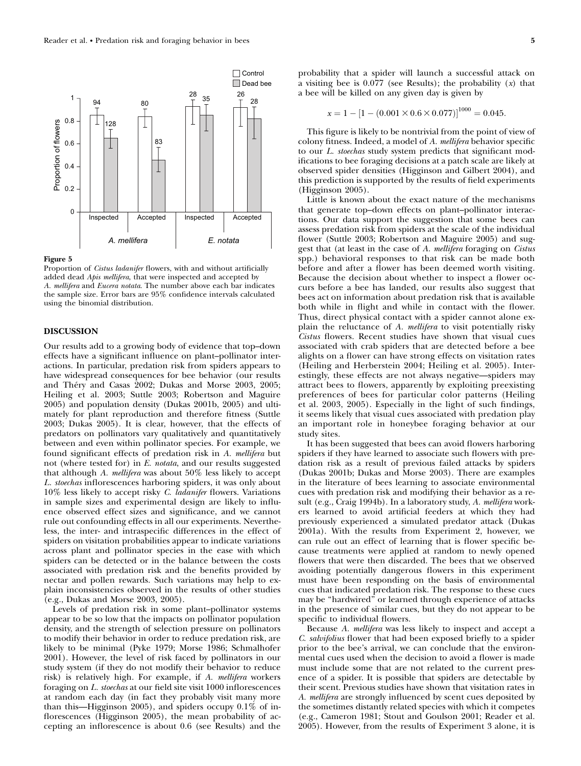**Figure 5**

Proportion of *Cistus ladanifer* flowers, with and without artificially added dead *Apis mellifera*, that were inspected and accepted by *A. mellifera* and *Eucera notata*. The number above each bar indicates the sample size. Error bars are 95% confidence intervals calculated using the binomial distribution.

## DISCUSSION

Our results add to a growing body of evidence that top–down effects have a significant influence on plant–pollinator interactions. In particular, predation risk from spiders appears to have widespread consequences for bee behavior (our results and Théry and Casas 2002; Dukas and Morse 2003, 2005; Heiling et al. 2003; Suttle 2003; Robertson and Maguire 2005) and population density (Dukas 2001b, 2005) and ultimately for plant reproduction and therefore fitness (Suttle 2003; Dukas 2005). It is clear, however, that the effects of predators on pollinators vary qualitatively and quantitatively between and even within pollinator species. For example, we found significant effects of predation risk in *A. mellifera* but not (where tested for) in *E. notata*, and our results suggested that although *A. mellifera* was about 50% less likely to accept *L. stoechas* inflorescences harboring spiders, it was only about 10% less likely to accept risky *C. ladanifer* flowers. Variations in sample sizes and experimental design are likely to influence observed effect sizes and significance, and we cannot rule out confounding effects in all our experiments. Nevertheless, the inter- and intraspecific differences in the effect of spiders on visitation probabilities appear to indicate variations across plant and pollinator species in the ease with which spiders can be detected or in the balance between the costs associated with predation risk and the benefits provided by nectar and pollen rewards. Such variations may help to explain inconsistencies observed in the results of other studies (e.g., Dukas and Morse 2003, 2005).

Levels of predation risk in some plant–pollinator systems appear to be so low that the impacts on pollinator population density, and the strength of selection pressure on pollinators to modify their behavior in order to reduce predation risk, are likely to be minimal (Pyke 1979; Morse 1986; Schmalhofer 2001). However, the level of risk faced by pollinators in our study system (if they do not modify their behavior to reduce risk) is relatively high. For example, if *A. mellifera* workers foraging on *L. stoechas* at our field site visit 1000 inflorescences at random each day (in fact they probably visit many more than this—Higginson 2005), and spiders occupy 0.1% of inflorescences (Higginson 2005), the mean probability of accepting an inflorescence is about 0.6 (see Results) and the probability that a spider will launch a successful attack on a visiting bee is 0.077 (see Results); the probability ($x$) that a bee will be killed on any given day is given by

$$x = 1 - [1 - (0.001 \times 0.6 \times 0.077)]^{1000} = 0.045.$$

This figure is likely to be nontrivial from the point of view of colony fitness. Indeed, a model of *A. mellifera* behavior specific to our *L. stoechas* study system predicts that significant modifications to bee foraging decisions at a patch scale are likely at observed spider densities (Higginson and Gilbert 2004), and this prediction is supported by the results of field experiments (Higginson 2005).

Little is known about the exact nature of the mechanisms that generate top–down effects on plant–pollinator interactions. Our data support the suggestion that some bees can assess predation risk from spiders at the scale of the individual flower (Suttle 2003; Robertson and Maguire 2005) and suggest that (at least in the case of *A. mellifera* foraging on *Cistus* spp.) behavioral responses to that risk can be made both before and after a flower has been deemed worth visiting. Because the decision about whether to inspect a flower occurs before a bee has landed, our results also suggest that bees act on information about predation risk that is available both while in flight and while in contact with the flower. Thus, direct physical contact with a spider cannot alone explain the reluctance of *A. mellifera* to visit potentially risky *Cistus* flowers. Recent studies have shown that visual cues associated with crab spiders that are detected before a bee alights on a flower can have strong effects on visitation rates (Heiling and Herberstein 2004; Heiling et al. 2005). Interestingly, these effects are not always negative—spiders may attract bees to flowers, apparently by exploiting preexisting preferences of bees for particular color patterns (Heiling et al. 2003, 2005). Especially in the light of such findings, it seems likely that visual cues associated with predation play an important role in honeybee foraging behavior at our study sites.

It has been suggested that bees can avoid flowers harboring spiders if they have learned to associate such flowers with predation risk as a result of previous failed attacks by spiders (Dukas 2001b; Dukas and Morse 2003). There are examples in the literature of bees learning to associate environmental cues with predation risk and modifying their behavior as a result (e.g., Craig 1994b). In a laboratory study, *A. mellifera* workers learned to avoid artificial feeders at which they had previously experienced a simulated predator attack (Dukas 2001a). With the results from Experiment 2, however, we can rule out an effect of learning that is flower specific because treatments were applied at random to newly opened flowers that were then discarded. The bees that we observed avoiding potentially dangerous flowers in this experiment must have been responding on the basis of environmental cues that indicated predation risk. The response to these cues may be "hardwired" or learned through experience of attacks in the presence of similar cues, but they do not appear to be specific to individual flowers.

Because *A. mellifera* was less likely to inspect and accept a *C. salvifolius* flower that had been exposed briefly to a spider prior to the bee's arrival, we can conclude that the environmental cues used when the decision to avoid a flower is made must include some that are not related to the current presence of a spider. It is possible that spiders are detectable by their scent. Previous studies have shown that visitation rates in *A. mellifera* are strongly influenced by scent cues deposited by the sometimes distantly related species with which it competes (e.g., Cameron 1981; Stout and Goulson 2001; Reader et al. 2005). However, from the results of Experiment 3 alone, it is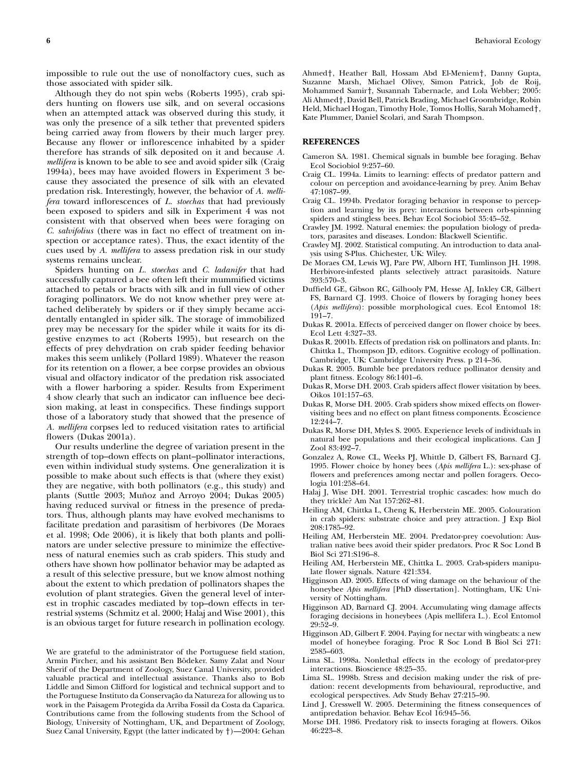impossible to rule out the use of nonolfactory cues, such as those associated with spider silk.

Although they do not spin webs (Roberts 1995), crab spiders hunting on flowers use silk, and on several occasions when an attempted attack was observed during this study, it was only the presence of a silk tether that prevented spiders being carried away from flowers by their much larger prey. Because any flower or inflorescence inhabited by a spider therefore has strands of silk deposited on it and because *A. mellifera* is known to be able to see and avoid spider silk (Craig 1994a), bees may have avoided flowers in Experiment 3 because they associated the presence of silk with an elevated predation risk. Interestingly, however, the behavior of *A. mellifera* toward inflorescences of *L. stoechas* that had previously been exposed to spiders and silk in Experiment 4 was not consistent with that observed when bees were foraging on *C. salvifolius* (there was in fact no effect of treatment on inspection or acceptance rates). Thus, the exact identity of the cues used by *A. mellifera* to assess predation risk in our study systems remains unclear.

Spiders hunting on *L. stoechas* and *C. ladanifer* that had successfully captured a bee often left their mummified victims attached to petals or bracts with silk and in full view of other foraging pollinators. We do not know whether prey were attached deliberately by spiders or if they simply became accidentally entangled in spider silk. The storage of immobilized prey may be necessary for the spider while it waits for its digestive enzymes to act (Roberts 1995), but research on the effects of prey dehydration on crab spider feeding behavior makes this seem unlikely (Pollard 1989). Whatever the reason for its retention on a flower, a bee corpse provides an obvious visual and olfactory indicator of the predation risk associated with a flower harboring a spider. Results from Experiment 4 show clearly that such an indicator can influence bee decision making, at least in conspecifics. These findings support those of a laboratory study that showed that the presence of *A. mellifera* corpses led to reduced visitation rates to artificial flowers (Dukas 2001a).

Our results underline the degree of variation present in the strength of top–down effects on plant–pollinator interactions, even within individual study systems. One generalization it is possible to make about such effects is that (where they exist) they are negative, with both pollinators (e.g., this study) and plants (Suttle 2003; Muñoz and Arroyo 2004; Dukas 2005) having reduced survival or fitness in the presence of predators. Thus, although plants may have evolved mechanisms to facilitate predation and parasitism of herbivores (De Moraes et al. 1998; Ode 2006), it is likely that both plants and pollinators are under selective pressure to minimize the effectiveness of natural enemies such as crab spiders. This study and others have shown how pollinator behavior may be adapted as a result of this selective pressure, but we know almost nothing about the extent to which predation of pollinators shapes the evolution of plant strategies. Given the general level of interest in trophic cascades mediated by top–down effects in terrestrial systems (Schmitz et al. 2000; Halaj and Wise 2001), this is an obvious target for future research in pollination ecology.

We are grateful to the administrator of the Portuguese field station, Armin Pircher, and his assistant Ben Bödeker. Samy Zalat and Nour Sherif of the Department of Zoology, Suez Canal University, provided valuable practical and intellectual assistance. Thanks also to Bob Liddle and Simon Clifford for logistical and technical support and to the Portuguese Instituto da Conservação da Natureza for allowing us to work in the Paisagem Protegida da Arriba Fossil da Costa da Caparica. Contributions came from the following students from the School of Biology, University of Nottingham, UK, and Department of Zoology, Suez Canal University, Egypt (the latter indicated by †)—2004: Gehan Ahmed†, Heather Ball, Hossam Abd El-Meniem†, Danny Gupta, Suzanne Marsh, Michael Olivey, Simon Patrick, Job de Roij, Mohammed Samir†, Susannah Tabernacle, and Lola Webber; 2005: Ali Ahmed†, David Bell, Patrick Brading, Michael Groombridge, Robin Held, Michael Hogan, Timothy Hole, Tomos Hollis, Sarah Mohamed†, Kate Plummer, Daniel Scolari, and Sarah Thompson.

## REFERENCES

Cameron SA. 1981. Chemical signals in bumble bee foraging. Behav Ecol Sociobiol 9:257–60.

Craig CL. 1994a. Limits to learning: effects of predator pattern and colour on perception and avoidance-learning by prey. Anim Behav 47:1087–99.

Craig CL. 1994b. Predator foraging behavior in response to perception and learning by its prey: interactions between orb-spinning spiders and stingless bees. Behav Ecol Sociobiol 35:45–52.

Crawley JM. 1992. Natural enemies: the population biology of predators, parasites and diseases. London: Blackwell Scientific.

Crawley MJ. 2002. Statistical computing. An introduction to data analysis using S-Plus. Chichester, UK: Wiley.

De Moraes CM, Lewis WJ, Pare PW, Alborn HT, Tumlinson JH. 1998. Herbivore-infested plants selectively attract parasitoids. Nature 393:570–3.

Duffield GE, Gibson RC, Gilhooly PM, Hesse AJ, Inkley CR, Gilbert FS, Barnard CJ. 1993. Choice of flowers by foraging honey bees (*Apis mellifera*): possible morphological cues. Ecol Entomol 18: 191–7.

Dukas R. 2001a. Effects of perceived danger on flower choice by bees. Ecol Lett 4:327–33.

Dukas R. 2001b. Effects of predation risk on pollinators and plants. In: Chittka L, Thompson JD, editors. Cognitive ecology of pollination. Cambridge, UK: Cambridge University Press. p 214–36.

Dukas R. 2005. Bumble bee predators reduce pollinator density and plant fitness. Ecology 86:1401–6.

Dukas R, Morse DH. 2003. Crab spiders affect flower visitation by bees. Oikos 101:157–63.

Dukas R, Morse DH. 2005. Crab spiders show mixed effects on flower-visiting bees and no effect on plant fitness components. Écoscience 12:244–7.

Dukas R, Morse DH, Myles S. 2005. Experience levels of individuals in natural bee populations and their ecological implications. Can J Zool 83:492–7.

Gonzalez A, Rowe CL, Weeks PJ, Whittle D, Gilbert FS, Barnard CJ. 1995. Flower choice by honey bees (*Apis mellifera* L.): sex-phase of flowers and preferences among nectar and pollen foragers. Oecologia 101:258–64.

Halaj J, Wise DH. 2001. Terrestrial trophic cascades: how much do they trickle? Am Nat 157:262–81.

Heiling AM, Chittka L, Cheng K, Herberstein ME. 2005. Colouration in crab spiders: substrate choice and prey attraction. J Exp Biol 208:1785–92.

Heiling AM, Herberstein ME. 2004. Predator-prey coevolution: Australian native bees avoid their spider predators. Proc R Soc Lond B Biol Sci 271:S196–8.

Heiling AM, Herberstein ME, Chittka L. 2003. Crab-spiders manipulate flower signals. Nature 421:334.

Higginson AD. 2005. Effects of wing damage on the behaviour of the honeybee *Apis mellifera* [PhD dissertation]. Nottingham, UK: University of Nottingham.

Higginson AD, Barnard CJ. 2004. Accumulating wing damage affects foraging decisions in honeybees (Apis mellifera L.). Ecol Entomol 29:52–9.

Higginson AD, Gilbert F. 2004. Paying for nectar with wingbeats: a new model of honeybee foraging. Proc R Soc Lond B Biol Sci 271: 2585–603.

Lima SL. 1998a. Nonlethal effects in the ecology of predator-prey interactions. Bioscience 48:25–35.

Lima SL. 1998b. Stress and decision making under the risk of predation: recent developments from behavioural, reproductive, and ecological perspectives. Adv Study Behav 27:215–90.

Lind J, Cresswell W. 2005. Determining the fitness consequences of antipredation behavior. Behav Ecol 16:945–56.

Morse DH. 1986. Predatory risk to insects foraging at flowers. Oikos 46:223–8.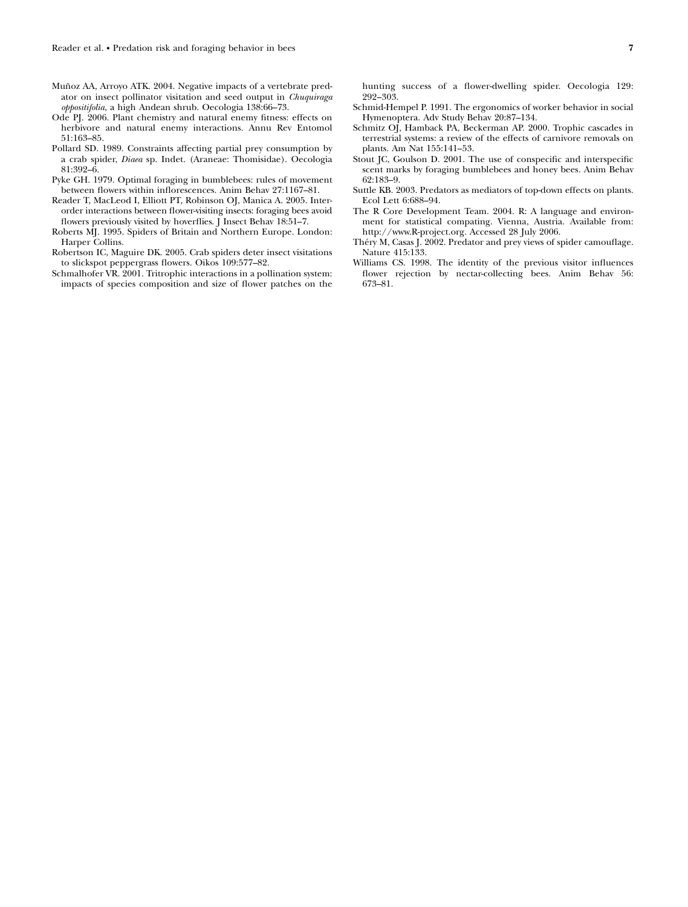Muñoz AA, Arroyo ATK. 2004. Negative impacts of a vertebrate predator on insect pollinator visitation and seed output in *Chuquiraga oppositifolia*, a high Andean shrub. Oecologia 138:66–73.

Ode PJ. 2006. Plant chemistry and natural enemy fitness: effects on herbivore and natural enemy interactions. Annu Rev Entomol 51:163–85.

Pollard SD. 1989. Constraints affecting partial prey consumption by a crab spider, *Diaea* sp. Indet. (Araneae: Thomisidae). Oecologia 81:392–6.

Pyke GH. 1979. Optimal foraging in bumblebees: rules of movement between flowers within inflorescences. Anim Behav 27:1167–81.

Reader T, MacLeod I, Elliott PT, Robinson OJ, Manica A. 2005. Inter-order interactions between flower-visiting insects: foraging bees avoid flowers previously visited by hoverflies. J Insect Behav 18:51–7.

Roberts MJ. 1995. Spiders of Britain and Northern Europe. London: Harper Collins.

Robertson IC, Maguire DK. 2005. Crab spiders deter insect visitations to slickspot peppergrass flowers. Oikos 109:577–82.

Schmalhofer VR. 2001. Tritrophic interactions in a pollination system: impacts of species composition and size of flower patches on the hunting success of a flower-dwelling spider. Oecologia 129: 292–303.

Schmid-Hempel P. 1991. The ergonomics of worker behavior in social Hymenoptera. Adv Study Behav 20:87–134.

Schmitz OJ, Hamback PA, Beckerman AP. 2000. Trophic cascades in terrestrial systems: a review of the effects of carnivore removals on plants. Am Nat 155:141–53.

Stout JC, Goulson D. 2001. The use of conspecific and interspecific scent marks by foraging bumblebees and honey bees. Anim Behav 62:183–9.

Suttle KB. 2003. Predators as mediators of top-down effects on plants. Ecol Lett 6:688–94.

The R Core Development Team. 2004. R: A language and environment for statistical compating. Vienna, Austria. Available from: http://www.R-project.org. Accessed 28 July 2006.

Théry M, Casas J. 2002. Predator and prey views of spider camouflage. Nature 415:133.

Williams CS. 1998. The identity of the previous visitor influences flower rejection by nectar-collecting bees. Anim Behav 56: 673–81.